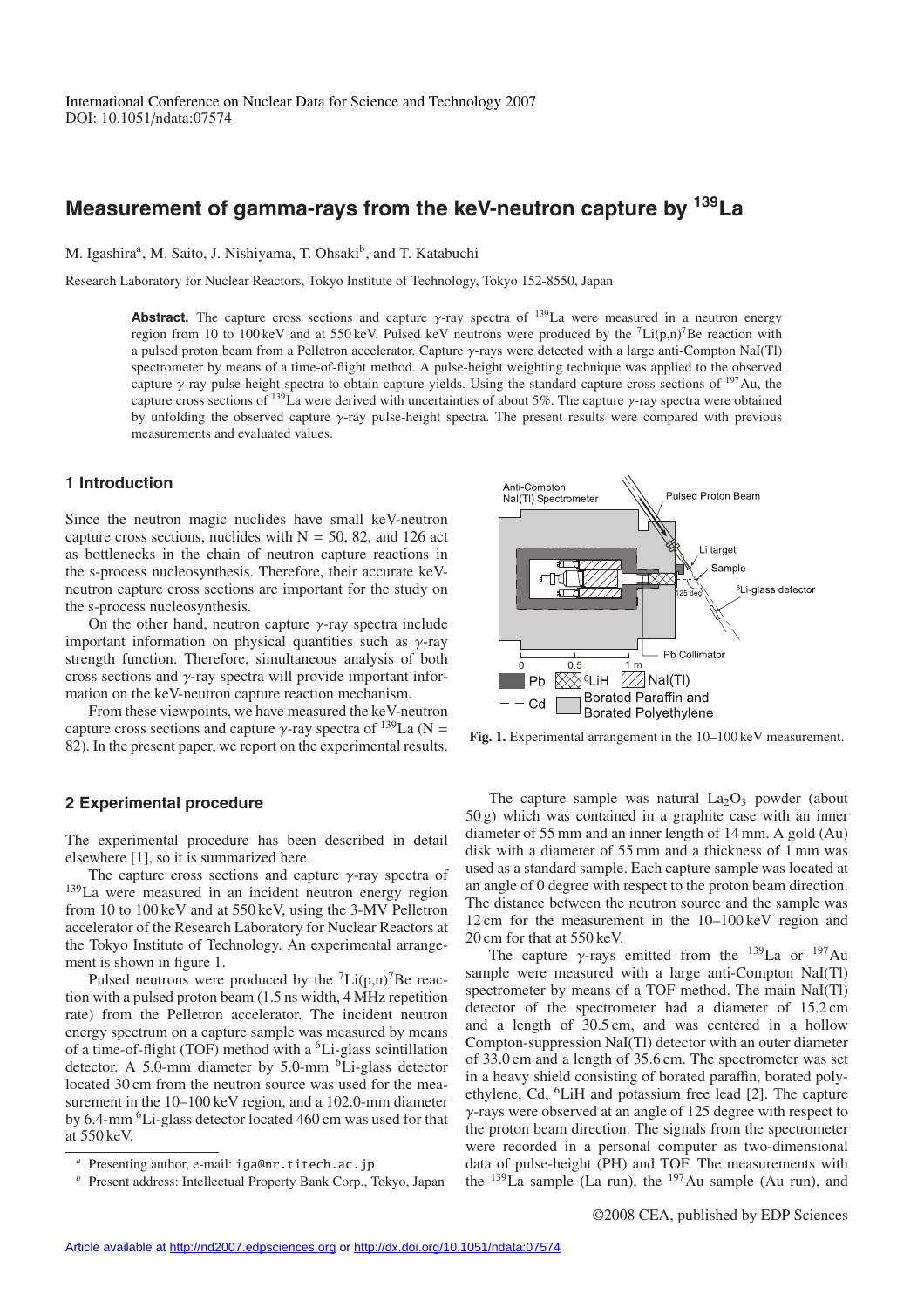International Conference on Nuclear Data for Science and Technology 2007
DOI: 10.1051/ndata:07574

# Measurement of gamma-rays from the keV-neutron capture by $^{139}$La

M. Igashira[a], M. Saito, J. Nishiyama, T. Ohsaki[b], and T. Katabuchi

Research Laboratory for Nuclear Reactors, Tokyo Institute of Technology, Tokyo 152-8550, Japan

**Abstract.** The capture cross sections and capture $\gamma$-ray spectra of $^{139}$La were measured in a neutron energy region from 10 to 100 keV and at 550 keV. Pulsed keV neutrons were produced by the $^{7}$Li(p,n)$^{7}$Be reaction with a pulsed proton beam from a Pelletron accelerator. Capture $\gamma$-rays were detected with a large anti-Compton NaI(Tl) spectrometer by means of a time-of-flight method. A pulse-height weighting technique was applied to the observed capture $\gamma$-ray pulse-height spectra to obtain capture yields. Using the standard capture cross sections of $^{197}$Au, the capture cross sections of $^{139}$La were derived with uncertainties of about 5%. The capture $\gamma$-ray spectra were obtained by unfolding the observed capture $\gamma$-ray pulse-height spectra. The present results were compared with previous measurements and evaluated values.

## 1 Introduction

Since the neutron magic nuclides have small keV-neutron capture cross sections, nuclides with N = 50, 82, and 126 act as bottlenecks in the chain of neutron capture reactions in the s-process nucleosynthesis. Therefore, their accurate keV-neutron capture cross sections are important for the study on the s-process nucleosynthesis.

On the other hand, neutron capture $\gamma$-ray spectra include important information on physical quantities such as $\gamma$-ray strength function. Therefore, simultaneous analysis of both cross sections and $\gamma$-ray spectra will provide important information on the keV-neutron capture reaction mechanism.

From these viewpoints, we have measured the keV-neutron capture cross sections and capture $\gamma$-ray spectra of $^{139}$La (N = 82). In the present paper, we report on the experimental results.

Fig. 1. Experimental arrangement in the 10–100 keV measurement.

## 2 Experimental procedure

The experimental procedure has been described in detail elsewhere [1], so it is summarized here.

The capture cross sections and capture $\gamma$-ray spectra of $^{139}$La were measured in an incident neutron energy region from 10 to 100 keV and at 550 keV, using the 3-MV Pelletron accelerator of the Research Laboratory for Nuclear Reactors at the Tokyo Institute of Technology. An experimental arrangement is shown in figure 1.

Pulsed neutrons were produced by the $^{7}$Li(p,n)$^{7}$Be reaction with a pulsed proton beam (1.5 ns width, 4 MHz repetition rate) from the Pelletron accelerator. The incident neutron energy spectrum on a capture sample was measured by means of a time-of-flight (TOF) method with a $^{6}$Li-glass scintillation detector. A 5.0-mm diameter by 5.0-mm $^{6}$Li-glass detector located 30 cm from the neutron source was used for the measurement in the 10–100 keV region, and a 102.0-mm diameter by 6.4-mm $^{6}$Li-glass detector located 460 cm was used for that at 550 keV.

The capture sample was natural $La_2O_3$ powder (about 50 g) which was contained in a graphite case with an inner diameter of 55 mm and an inner length of 14 mm. A gold (Au) disk with a diameter of 55 mm and a thickness of 1 mm was used as a standard sample. Each capture sample was located at an angle of 0 degree with respect to the proton beam direction. The distance between the neutron source and the sample was 12 cm for the measurement in the 10–100 keV region and 20 cm for that at 550 keV.

The capture $\gamma$-rays emitted from the $^{139}$La or $^{197}$Au sample were measured with a large anti-Compton NaI(Tl) spectrometer by means of a TOF method. The main NaI(Tl) detector of the spectrometer had a diameter of 15.2 cm and a length of 30.5 cm, and was centered in a hollow Compton-suppression NaI(Tl) detector with an outer diameter of 33.0 cm and a length of 35.6 cm. The spectrometer was set in a heavy shield consisting of borated paraffin, borated polyethylene, Cd, $^{6}$LiH and potassium free lead [2]. The capture $\gamma$-rays were observed at an angle of 125 degree with respect to the proton beam direction. The signals from the spectrometer were recorded in a personal computer as two-dimensional data of pulse-height (PH) and TOF. The measurements with the $^{139}$La sample (La run), the $^{197}$Au sample (Au run), and

[a] Presenting author, e-mail: iga@nr.titech.ac.jp

[b] Present address: Intellectual Property Bank Corp., Tokyo, Japan

©2008 CEA, published by EDP Sciences

Article available at http://nd2007.edpsciences.org or http://dx.doi.org/10.1051/ndata:07574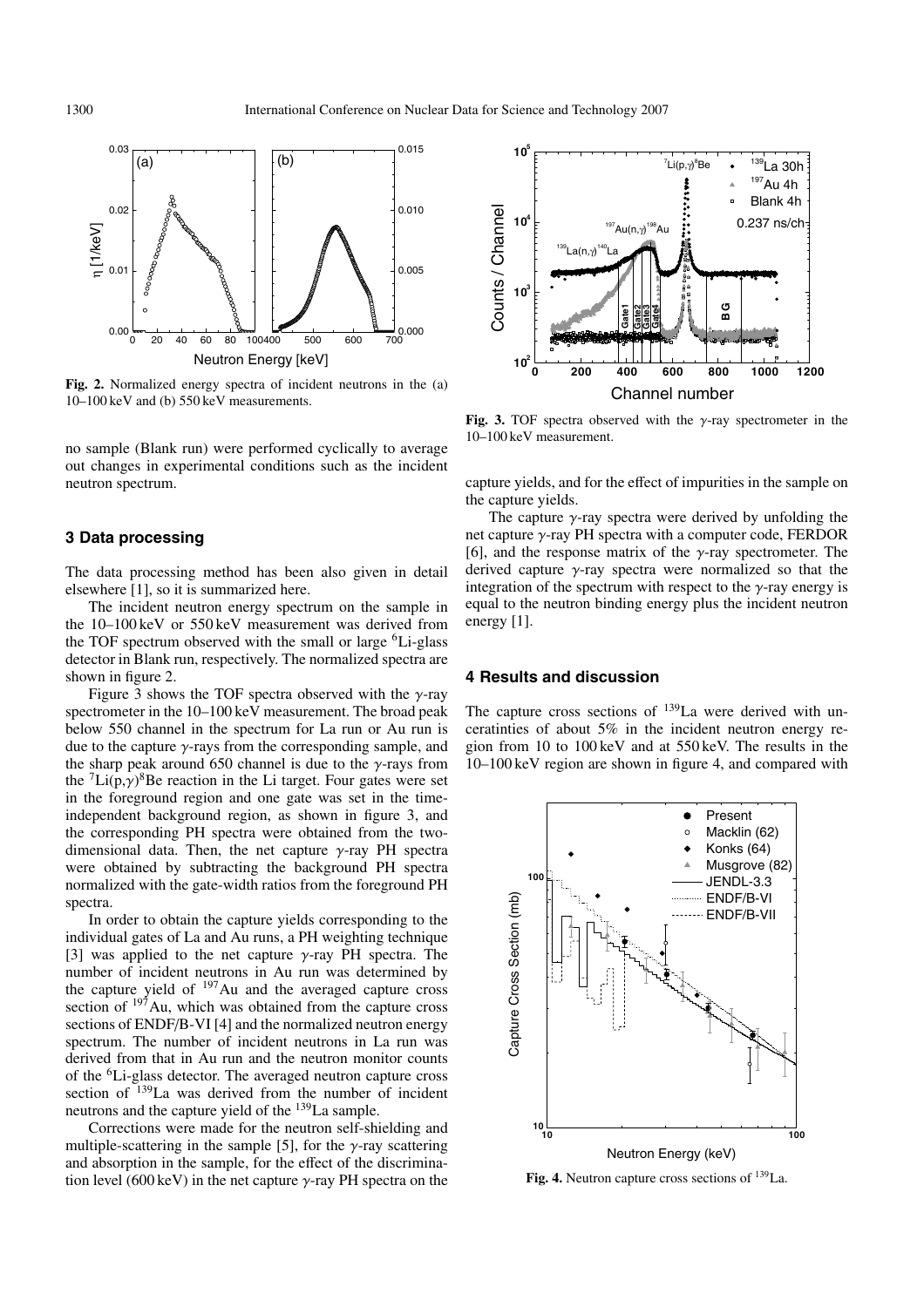**Fig. 2.** Normalized energy spectra of incident neutrons in the (a) 10–100 keV and (b) 550 keV measurements.

no sample (Blank run) were performed cyclically to average out changes in experimental conditions such as the incident neutron spectrum.

## 3 Data processing

The data processing method has been also given in detail elsewhere [1], so it is summarized here.

The incident neutron energy spectrum on the sample in the 10–100 keV or 550 keV measurement was derived from the TOF spectrum observed with the small or large $^{6}$Li-glass detector in Blank run, respectively. The normalized spectra are shown in figure 2.

Figure 3 shows the TOF spectra observed with the $\gamma$-ray spectrometer in the 10–100 keV measurement. The broad peak below 550 channel in the spectrum for La run or Au run is due to the capture $\gamma$-rays from the corresponding sample, and the sharp peak around 650 channel is due to the $\gamma$-rays from the $^{7}$Li(p,$\gamma$)$^{8}$Be reaction in the Li target. Four gates were set in the foreground region and one gate was set in the time-independent background region, as shown in figure 3, and the corresponding PH spectra were obtained from the two-dimensional data. Then, the net capture $\gamma$-ray PH spectra were obtained by subtracting the background PH spectra normalized with the gate-width ratios from the foreground PH spectra.

In order to obtain the capture yields corresponding to the individual gates of La and Au runs, a PH weighting technique [3] was applied to the net capture $\gamma$-ray PH spectra. The number of incident neutrons in Au run was determined by the capture yield of $^{197}$Au and the averaged capture cross section of $^{197}$Au, which was obtained from the capture cross sections of ENDF/B-VI [4] and the normalized neutron energy spectrum. The number of incident neutrons in La run was derived from that in Au run and the neutron monitor counts of the $^{6}$Li-glass detector. The averaged neutron capture cross section of $^{139}$La was derived from the number of incident neutrons and the capture yield of the $^{139}$La sample.

Corrections were made for the neutron self-shielding and multiple-scattering in the sample [5], for the $\gamma$-ray scattering and absorption in the sample, for the effect of the discrimination level (600 keV) in the net capture $\gamma$-ray PH spectra on the capture yields, and for the effect of impurities in the sample on the capture yields.

**Fig. 3.** TOF spectra observed with the $\gamma$-ray spectrometer in the 10–100 keV measurement.

The capture $\gamma$-ray spectra were derived by unfolding the net capture $\gamma$-ray PH spectra with a computer code, FERDOR [6], and the response matrix of the $\gamma$-ray spectrometer. The derived capture $\gamma$-ray spectra were normalized so that the integration of the spectrum with respect to the $\gamma$-ray energy is equal to the neutron binding energy plus the incident neutron energy [1].

## 4 Results and discussion

The capture cross sections of $^{139}$La were derived with unceratinties of about 5% in the incident neutron energy region from 10 to 100 keV and at 550 keV. The results in the 10–100 keV region are shown in figure 4, and compared with

**Fig. 4.** Neutron capture cross sections of $^{139}$La.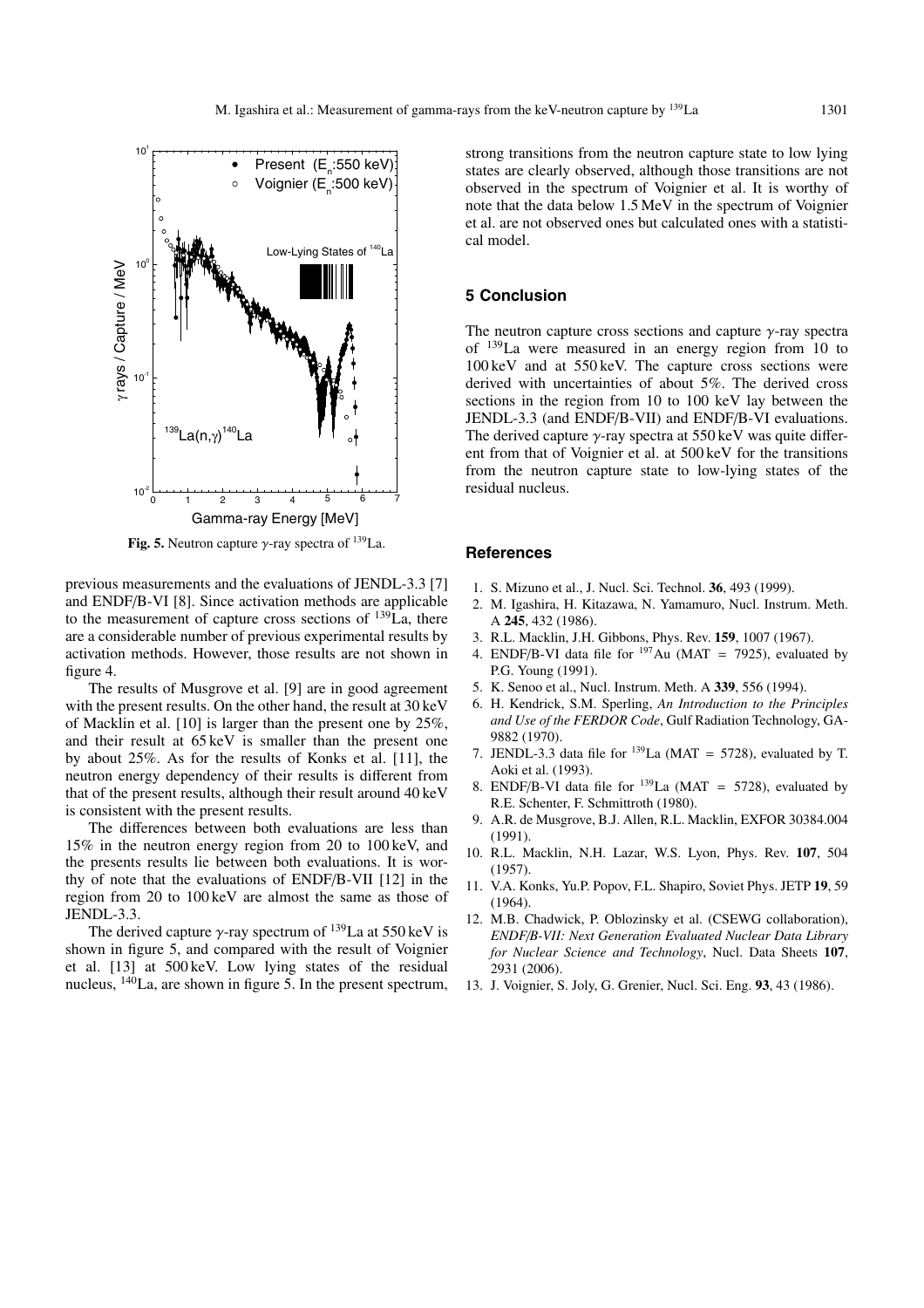Present ($E_n$:550 keV)
Voignier ($E_n$:500 keV)
Low-Lying States of $^{140}$La
$\gamma$ rays / Capture / MeV
$^{139}$La(n,$\gamma$)$^{140}$La
Gamma-ray Energy [MeV]
$10^{1}$
$10^{0}$
$10^{-1}$
$10^{-2}$
0 1 2 3 4 5 6 7

**Fig. 5.** Neutron capture $\gamma$-ray spectra of $^{139}$La.

previous measurements and the evaluations of JENDL-3.3 [7] and ENDF/B-VI [8]. Since activation methods are applicable to the measurement of capture cross sections of $^{139}$La, there are a considerable number of previous experimental results by activation methods. However, those results are not shown in figure 4.

The results of Musgrove et al. [9] are in good agreement with the present results. On the other hand, the result at 30 keV of Macklin et al. [10] is larger than the present one by 25%, and their result at 65 keV is smaller than the present one by about 25%. As for the results of Konks et al. [11], the neutron energy dependency of their results is different from that of the present results, although their result around 40 keV is consistent with the present results.

The differences between both evaluations are less than 15% in the neutron energy region from 20 to 100 keV, and the presents results lie between both evaluations. It is worthy of note that the evaluations of ENDF/B-VII [12] in the region from 20 to 100 keV are almost the same as those of JENDL-3.3.

The derived capture $\gamma$-ray spectrum of $^{139}$La at 550 keV is shown in figure 5, and compared with the result of Voignier et al. [13] at 500 keV. Low lying states of the residual nucleus, $^{140}$La, are shown in figure 5. In the present spectrum, strong transitions from the neutron capture state to low lying states are clearly observed, although those transitions are not observed in the spectrum of Voignier et al. It is worthy of note that the data below 1.5 MeV in the spectrum of Voignier et al. are not observed ones but calculated ones with a statistical model.

## 5 Conclusion

The neutron capture cross sections and capture $\gamma$-ray spectra of $^{139}$La were measured in an energy region from 10 to 100 keV and at 550 keV. The capture cross sections were derived with uncertainties of about 5%. The derived cross sections in the region from 10 to 100 keV lay between the JENDL-3.3 (and ENDF/B-VII) and ENDF/B-VI evaluations. The derived capture $\gamma$-ray spectra at 550 keV was quite different from that of Voignier et al. at 500 keV for the transitions from the neutron capture state to low-lying states of the residual nucleus.

## References

1. S. Mizuno et al., J. Nucl. Sci. Technol. **36**, 493 (1999).
2. M. Igashira, H. Kitazawa, N. Yamamuro, Nucl. Instrum. Meth. A **245**, 432 (1986).
3. R.L. Macklin, J.H. Gibbons, Phys. Rev. **159**, 1007 (1967).
4. ENDF/B-VI data file for $^{197}$Au (MAT = 7925), evaluated by P.G. Young (1991).
5. K. Senoo et al., Nucl. Instrum. Meth. A **339**, 556 (1994).
6. H. Kendrick, S.M. Sperling, *An Introduction to the Principles and Use of the FERDOR Code*, Gulf Radiation Technology, GA-9882 (1970).
7. JENDL-3.3 data file for $^{139}$La (MAT = 5728), evaluated by T. Aoki et al. (1993).
8. ENDF/B-VI data file for $^{139}$La (MAT = 5728), evaluated by R.E. Schenter, F. Schmittroth (1980).
9. A.R. de Musgrove, B.J. Allen, R.L. Macklin, EXFOR 30384.004 (1991).
10. R.L. Macklin, N.H. Lazar, W.S. Lyon, Phys. Rev. **107**, 504 (1957).
11. V.A. Konks, Yu.P. Popov, F.L. Shapiro, Soviet Phys. JETP **19**, 59 (1964).
12. M.B. Chadwick, P. Oblozinsky et al. (CSEWG collaboration), *ENDF/B-VII: Next Generation Evaluated Nuclear Data Library for Nuclear Science and Technology*, Nucl. Data Sheets **107**, 2931 (2006).
13. J. Voignier, S. Joly, G. Grenier, Nucl. Sci. Eng. **93**, 43 (1986).